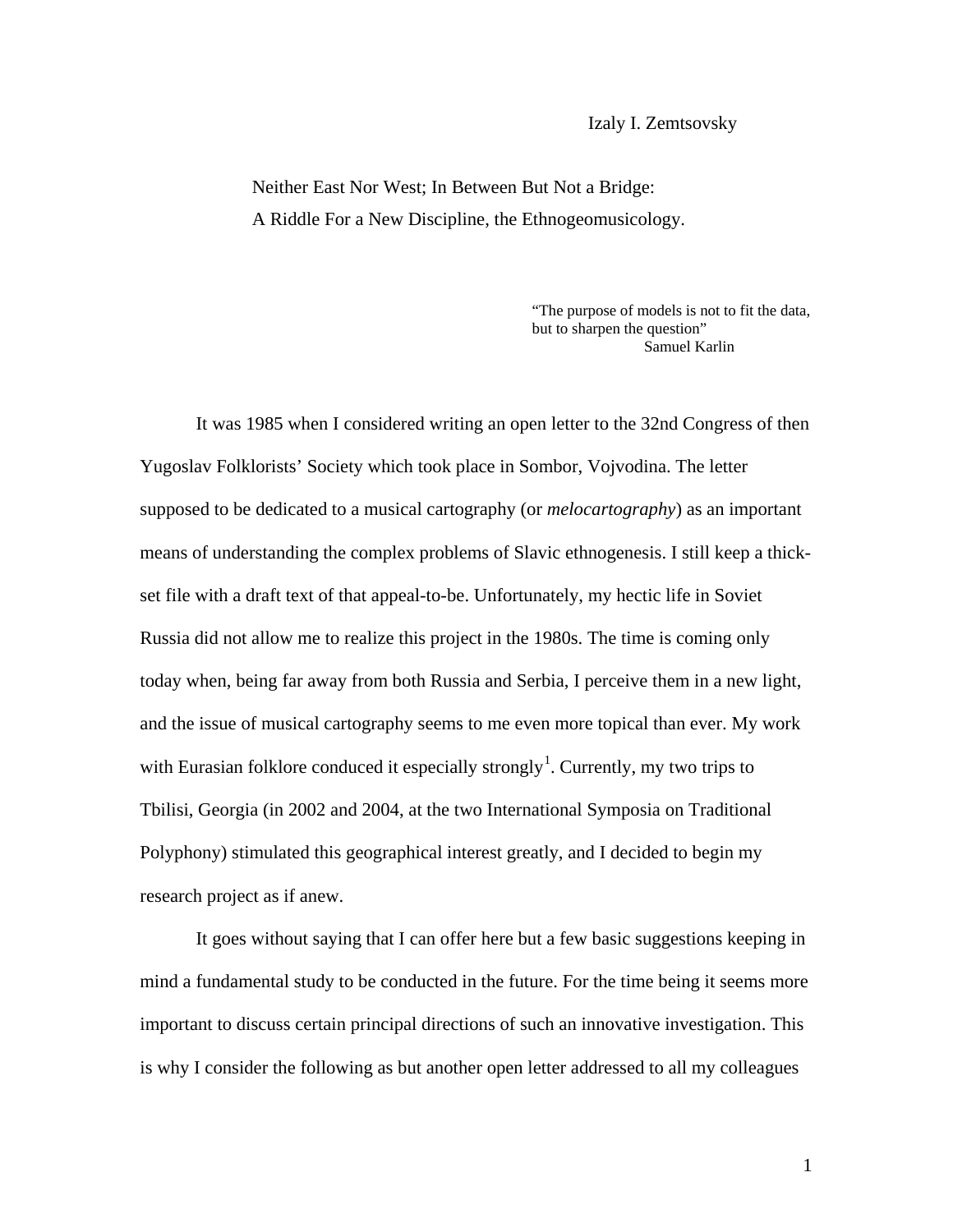Izaly I. Zemtsovsky

# Neither East Nor West; In Between But Not a Bridge: A Riddle For a New Discipline, the Ethnogeomusicology.

> "The purpose of models is not to fit the data, but to sharpen the question"
> Samuel Karlin

It was 1985 when I considered writing an open letter to the 32nd Congress of then Yugoslav Folklorists' Society which took place in Sombor, Vojvodina. The letter supposed to be dedicated to a musical cartography (or *melocartography*) as an important means of understanding the complex problems of Slavic ethnogenesis. I still keep a thick-set file with a draft text of that appeal-to-be. Unfortunately, my hectic life in Soviet Russia did not allow me to realize this project in the 1980s. The time is coming only today when, being far away from both Russia and Serbia, I perceive them in a new light, and the issue of musical cartography seems to me even more topical than ever. My work with Eurasian folklore conduced it especially strongly[1]. Currently, my two trips to Tbilisi, Georgia (in 2002 and 2004, at the two International Symposia on Traditional Polyphony) stimulated this geographical interest greatly, and I decided to begin my research project as if anew.

It goes without saying that I can offer here but a few basic suggestions keeping in mind a fundamental study to be conducted in the future. For the time being it seems more important to discuss certain principal directions of such an innovative investigation. This is why I consider the following as but another open letter addressed to all my colleagues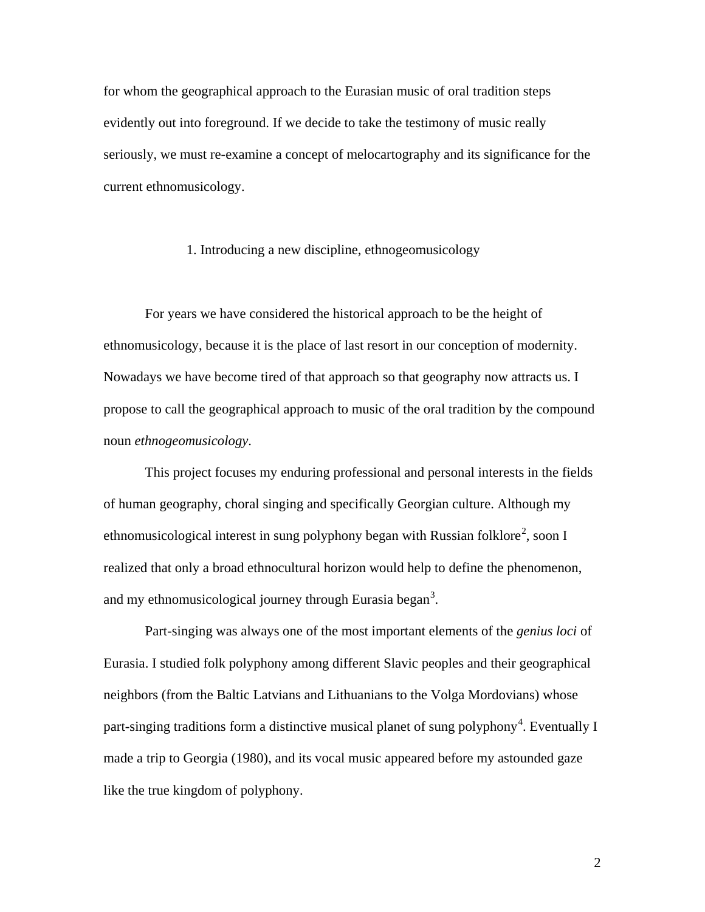for whom the geographical approach to the Eurasian music of oral tradition steps evidently out into foreground. If we decide to take the testimony of music really seriously, we must re-examine a concept of melocartography and its significance for the current ethnomusicology.

## 1. Introducing a new discipline, ethnogeomusicology

For years we have considered the historical approach to be the height of ethnomusicology, because it is the place of last resort in our conception of modernity. Nowadays we have become tired of that approach so that geography now attracts us. I propose to call the geographical approach to music of the oral tradition by the compound noun *ethnogeomusicology*.

This project focuses my enduring professional and personal interests in the fields of human geography, choral singing and specifically Georgian culture. Although my ethnomusicological interest in sung polyphony began with Russian folklore[2], soon I realized that only a broad ethnocultural horizon would help to define the phenomenon, and my ethnomusicological journey through Eurasia began[3].

Part-singing was always one of the most important elements of the *genius loci* of Eurasia. I studied folk polyphony among different Slavic peoples and their geographical neighbors (from the Baltic Latvians and Lithuanians to the Volga Mordovians) whose part-singing traditions form a distinctive musical planet of sung polyphony[4]. Eventually I made a trip to Georgia (1980), and its vocal music appeared before my astounded gaze like the true kingdom of polyphony.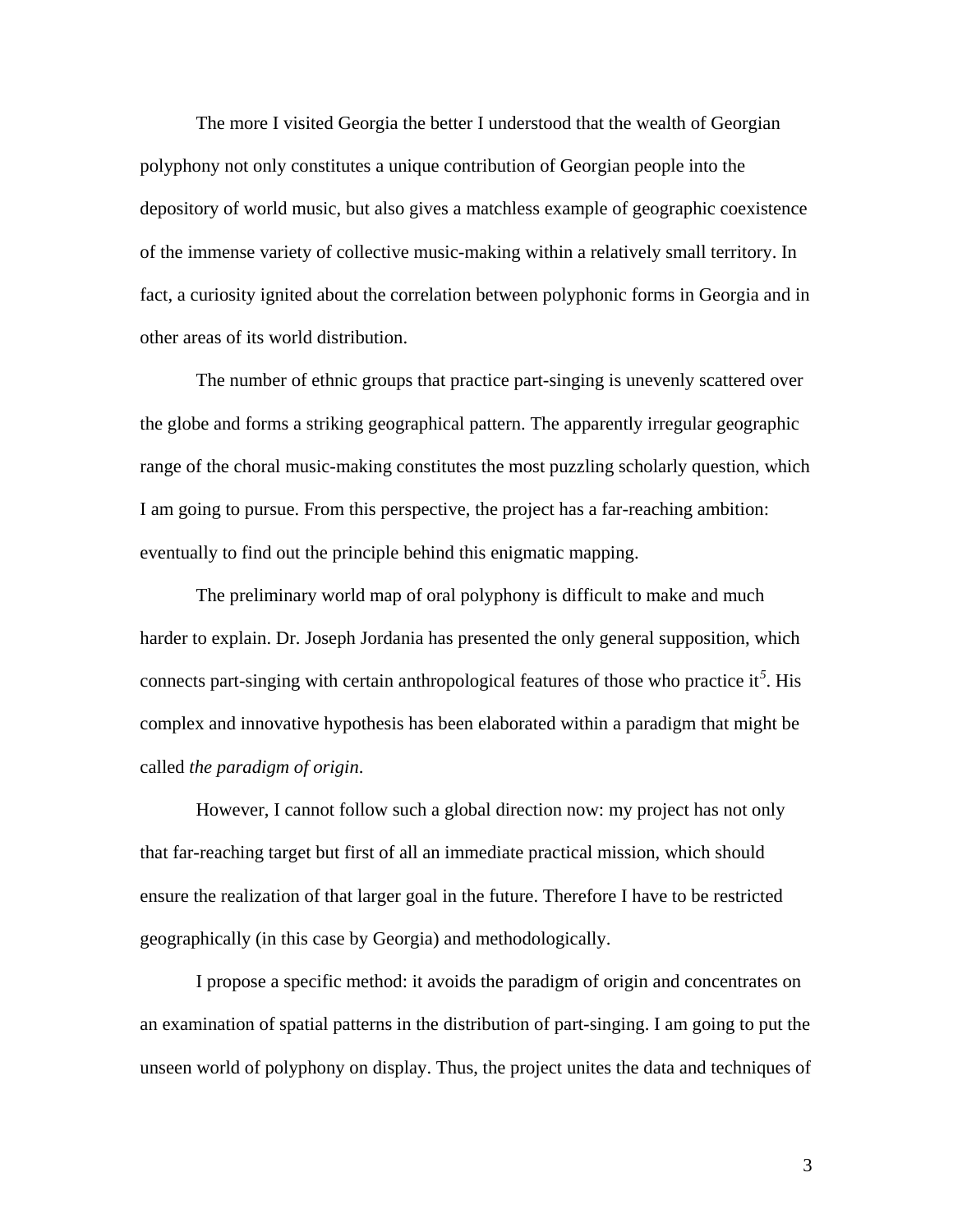The more I visited Georgia the better I understood that the wealth of Georgian polyphony not only constitutes a unique contribution of Georgian people into the depository of world music, but also gives a matchless example of geographic coexistence of the immense variety of collective music-making within a relatively small territory. In fact, a curiosity ignited about the correlation between polyphonic forms in Georgia and in other areas of its world distribution.

The number of ethnic groups that practice part-singing is unevenly scattered over the globe and forms a striking geographical pattern. The apparently irregular geographic range of the choral music-making constitutes the most puzzling scholarly question, which I am going to pursue. From this perspective, the project has a far-reaching ambition: eventually to find out the principle behind this enigmatic mapping.

The preliminary world map of oral polyphony is difficult to make and much harder to explain. Dr. Joseph Jordania has presented the only general supposition, which connects part-singing with certain anthropological features of those who practice it[5]. His complex and innovative hypothesis has been elaborated within a paradigm that might be called *the paradigm of origin*.

However, I cannot follow such a global direction now: my project has not only that far-reaching target but first of all an immediate practical mission, which should ensure the realization of that larger goal in the future. Therefore I have to be restricted geographically (in this case by Georgia) and methodologically.

I propose a specific method: it avoids the paradigm of origin and concentrates on an examination of spatial patterns in the distribution of part-singing. I am going to put the unseen world of polyphony on display. Thus, the project unites the data and techniques of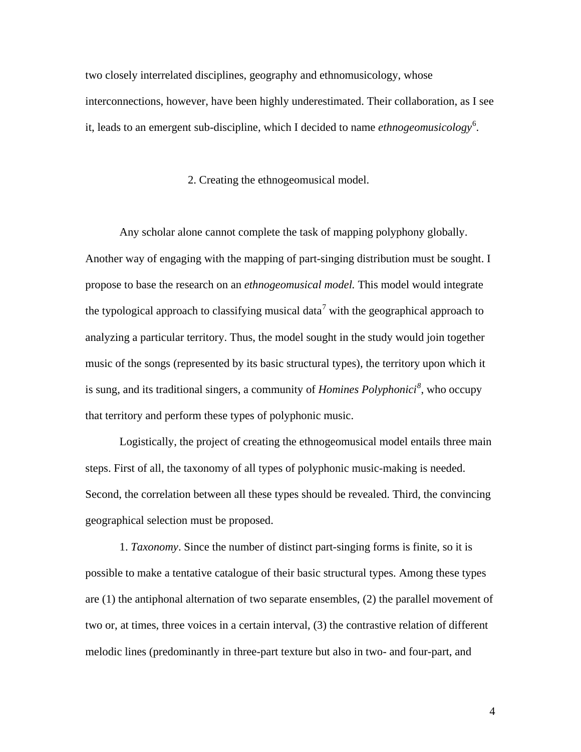two closely interrelated disciplines, geography and ethnomusicology, whose interconnections, however, have been highly underestimated. Their collaboration, as I see it, leads to an emergent sub-discipline, which I decided to name *ethnogeomusicology*[6].

## 2. Creating the ethnogeomusical model.

Any scholar alone cannot complete the task of mapping polyphony globally. Another way of engaging with the mapping of part-singing distribution must be sought. I propose to base the research on an *ethnogeomusical model.* This model would integrate the typological approach to classifying musical data[7] with the geographical approach to analyzing a particular territory. Thus, the model sought in the study would join together music of the songs (represented by its basic structural types), the territory upon which it is sung, and its traditional singers, a community of *Homines Polyphonici*[8], who occupy that territory and perform these types of polyphonic music.

Logistically, the project of creating the ethnogeomusical model entails three main steps. First of all, the taxonomy of all types of polyphonic music-making is needed. Second, the correlation between all these types should be revealed. Third, the convincing geographical selection must be proposed.

1. *Taxonomy*. Since the number of distinct part-singing forms is finite, so it is possible to make a tentative catalogue of their basic structural types. Among these types are (1) the antiphonal alternation of two separate ensembles, (2) the parallel movement of two or, at times, three voices in a certain interval, (3) the contrastive relation of different melodic lines (predominantly in three-part texture but also in two- and four-part, and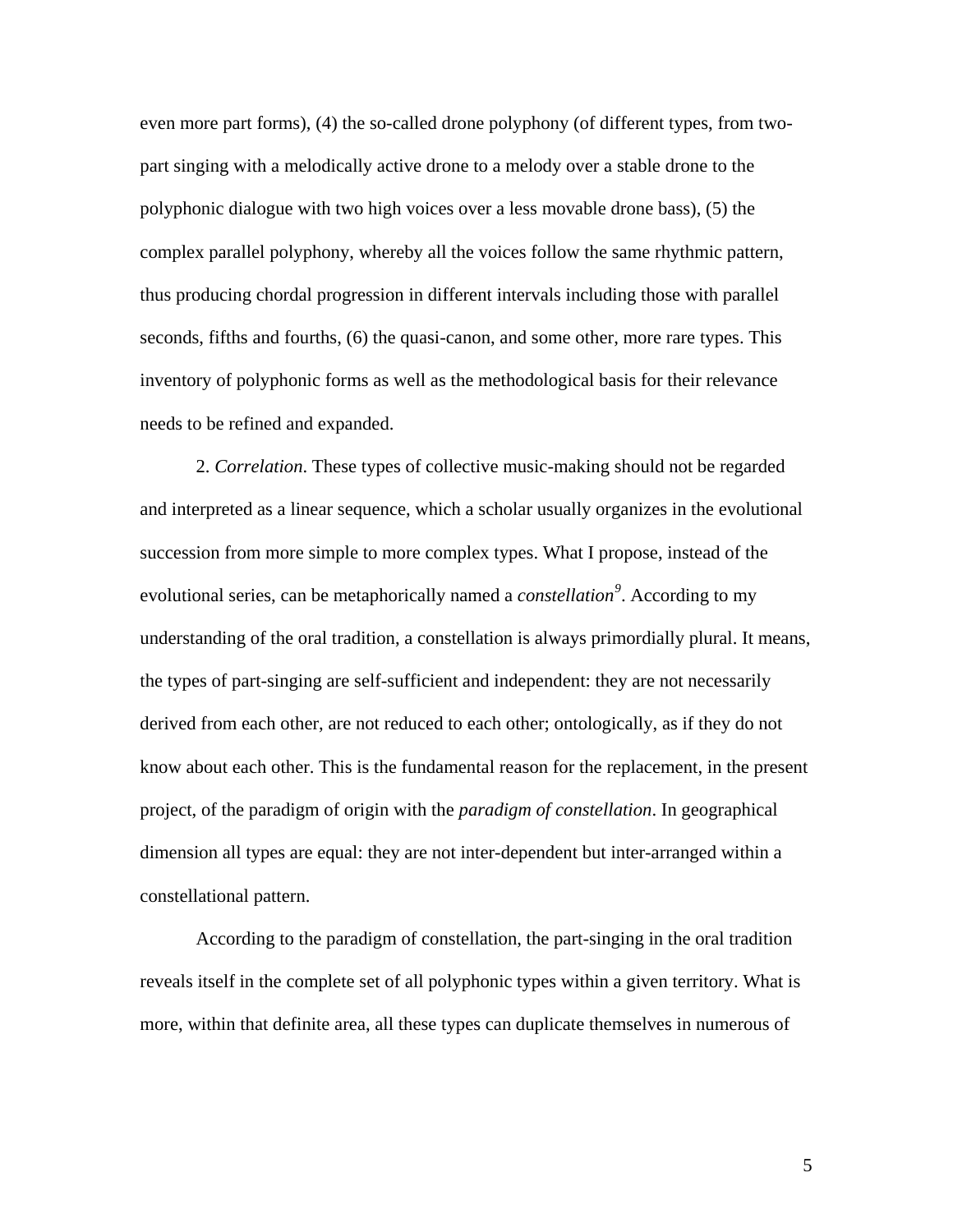even more part forms), (4) the so-called drone polyphony (of different types, from two-part singing with a melodically active drone to a melody over a stable drone to the polyphonic dialogue with two high voices over a less movable drone bass), (5) the complex parallel polyphony, whereby all the voices follow the same rhythmic pattern, thus producing chordal progression in different intervals including those with parallel seconds, fifths and fourths, (6) the quasi-canon, and some other, more rare types. This inventory of polyphonic forms as well as the methodological basis for their relevance needs to be refined and expanded.

2. *Correlation*. These types of collective music-making should not be regarded and interpreted as a linear sequence, which a scholar usually organizes in the evolutional succession from more simple to more complex types. What I propose, instead of the evolutional series, can be metaphorically named a *constellation*[9]. According to my understanding of the oral tradition, a constellation is always primordially plural. It means, the types of part-singing are self-sufficient and independent: they are not necessarily derived from each other, are not reduced to each other; ontologically, as if they do not know about each other. This is the fundamental reason for the replacement, in the present project, of the paradigm of origin with the *paradigm of constellation*. In geographical dimension all types are equal: they are not inter-dependent but inter-arranged within a constellational pattern.

According to the paradigm of constellation, the part-singing in the oral tradition reveals itself in the complete set of all polyphonic types within a given territory. What is more, within that definite area, all these types can duplicate themselves in numerous of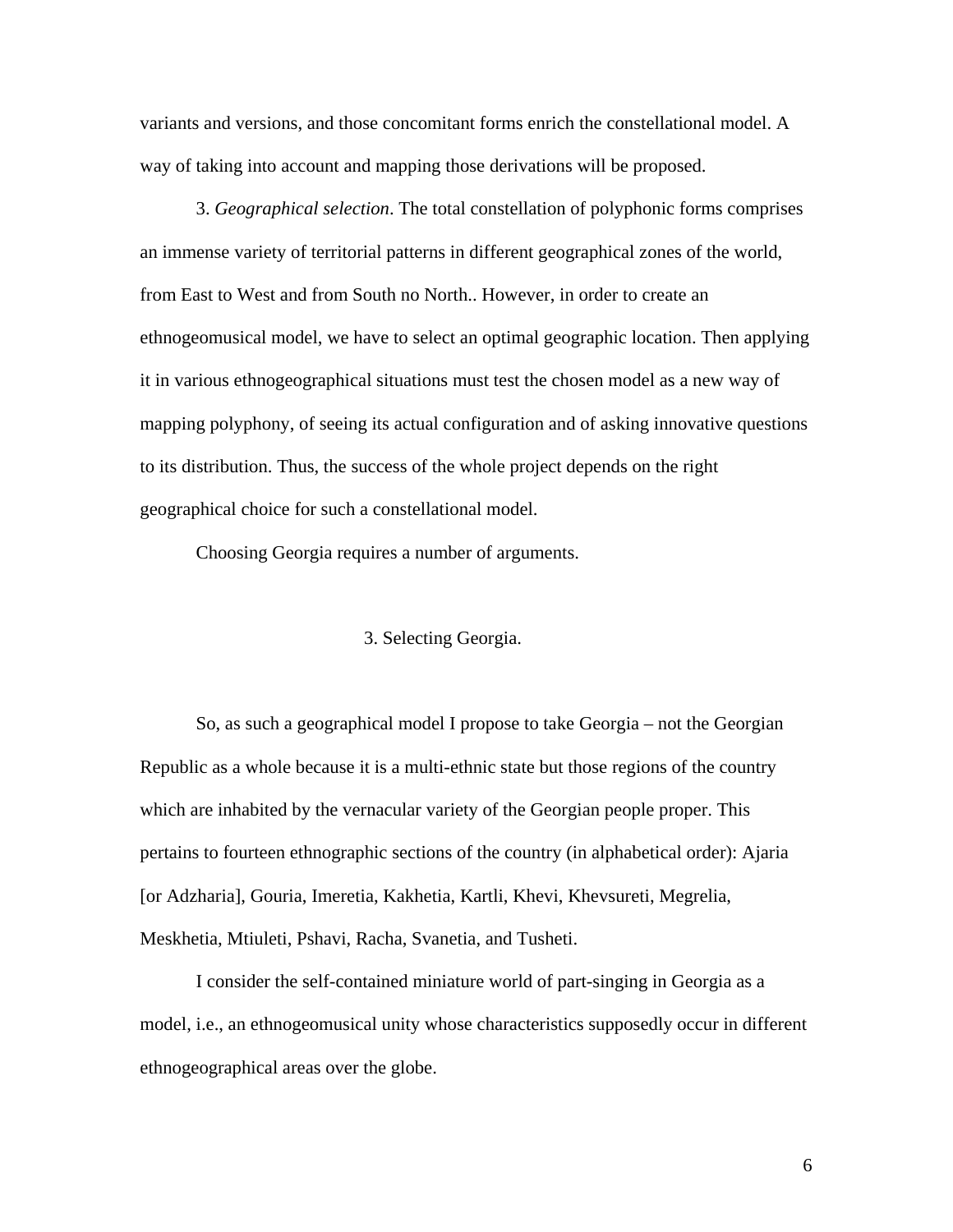variants and versions, and those concomitant forms enrich the constellational model. A way of taking into account and mapping those derivations will be proposed.

3. *Geographical selection*. The total constellation of polyphonic forms comprises an immense variety of territorial patterns in different geographical zones of the world, from East to West and from South no North.. However, in order to create an ethnogeomusical model, we have to select an optimal geographic location. Then applying it in various ethnogeographical situations must test the chosen model as a new way of mapping polyphony, of seeing its actual configuration and of asking innovative questions to its distribution. Thus, the success of the whole project depends on the right geographical choice for such a constellational model.

Choosing Georgia requires a number of arguments.

## 3. Selecting Georgia.

So, as such a geographical model I propose to take Georgia – not the Georgian Republic as a whole because it is a multi-ethnic state but those regions of the country which are inhabited by the vernacular variety of the Georgian people proper. This pertains to fourteen ethnographic sections of the country (in alphabetical order): Ajaria [or Adzharia], Gouria, Imeretia, Kakhetia, Kartli, Khevi, Khevsureti, Megrelia, Meskhetia, Mtiuleti, Pshavi, Racha, Svanetia, and Tusheti.

I consider the self-contained miniature world of part-singing in Georgia as a model, i.e., an ethnogeomusical unity whose characteristics supposedly occur in different ethnogeographical areas over the globe.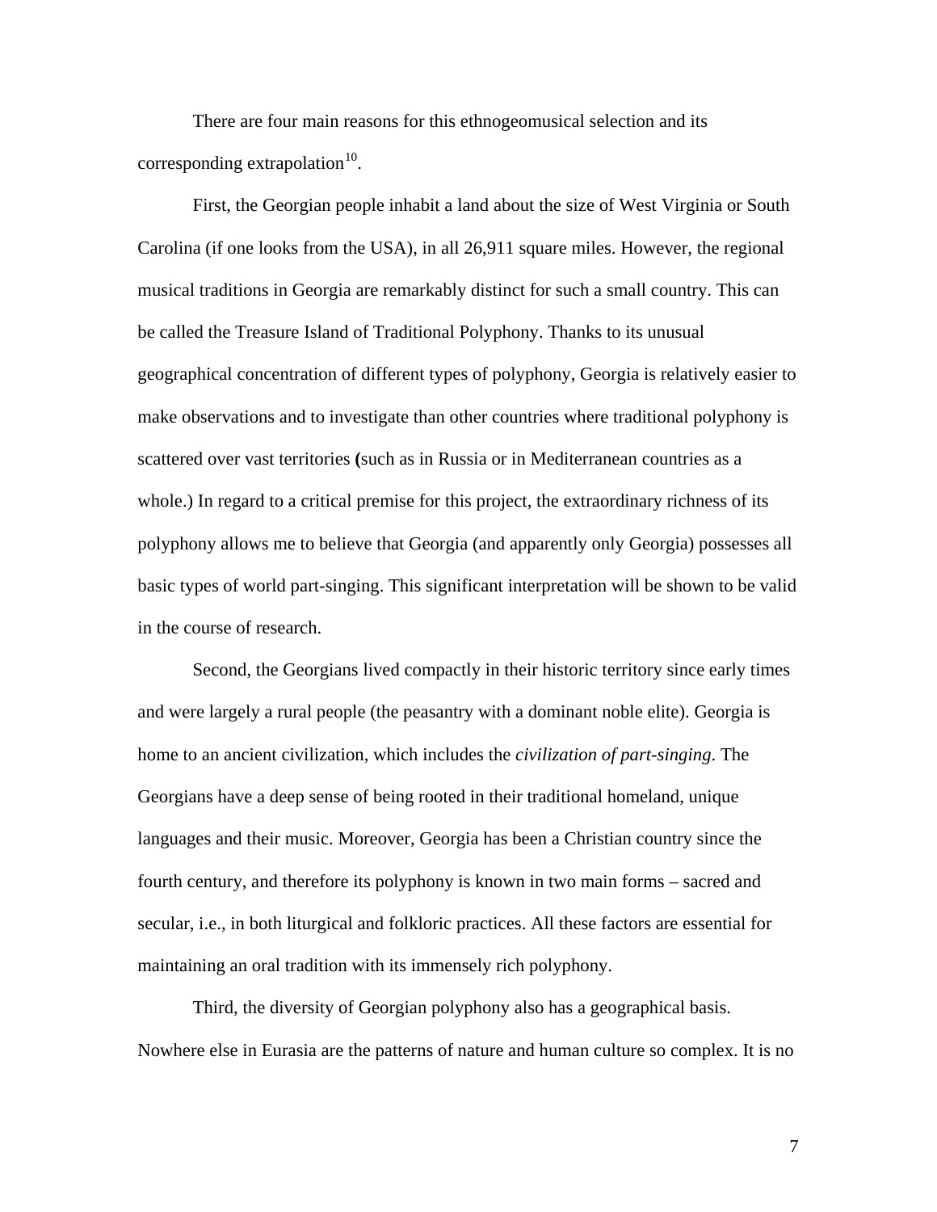There are four main reasons for this ethnogeomusical selection and its corresponding extrapolation[10].

First, the Georgian people inhabit a land about the size of West Virginia or South Carolina (if one looks from the USA), in all 26,911 square miles. However, the regional musical traditions in Georgia are remarkably distinct for such a small country. This can be called the Treasure Island of Traditional Polyphony. Thanks to its unusual geographical concentration of different types of polyphony, Georgia is relatively easier to make observations and to investigate than other countries where traditional polyphony is scattered over vast territories **(**such as in Russia or in Mediterranean countries as a whole.) In regard to a critical premise for this project, the extraordinary richness of its polyphony allows me to believe that Georgia (and apparently only Georgia) possesses all basic types of world part-singing. This significant interpretation will be shown to be valid in the course of research.

Second, the Georgians lived compactly in their historic territory since early times and were largely a rural people (the peasantry with a dominant noble elite). Georgia is home to an ancient civilization, which includes the *civilization of part-singing*. The Georgians have a deep sense of being rooted in their traditional homeland, unique languages and their music. Moreover, Georgia has been a Christian country since the fourth century, and therefore its polyphony is known in two main forms – sacred and secular, i.e., in both liturgical and folkloric practices. All these factors are essential for maintaining an oral tradition with its immensely rich polyphony.

Third, the diversity of Georgian polyphony also has a geographical basis. Nowhere else in Eurasia are the patterns of nature and human culture so complex. It is no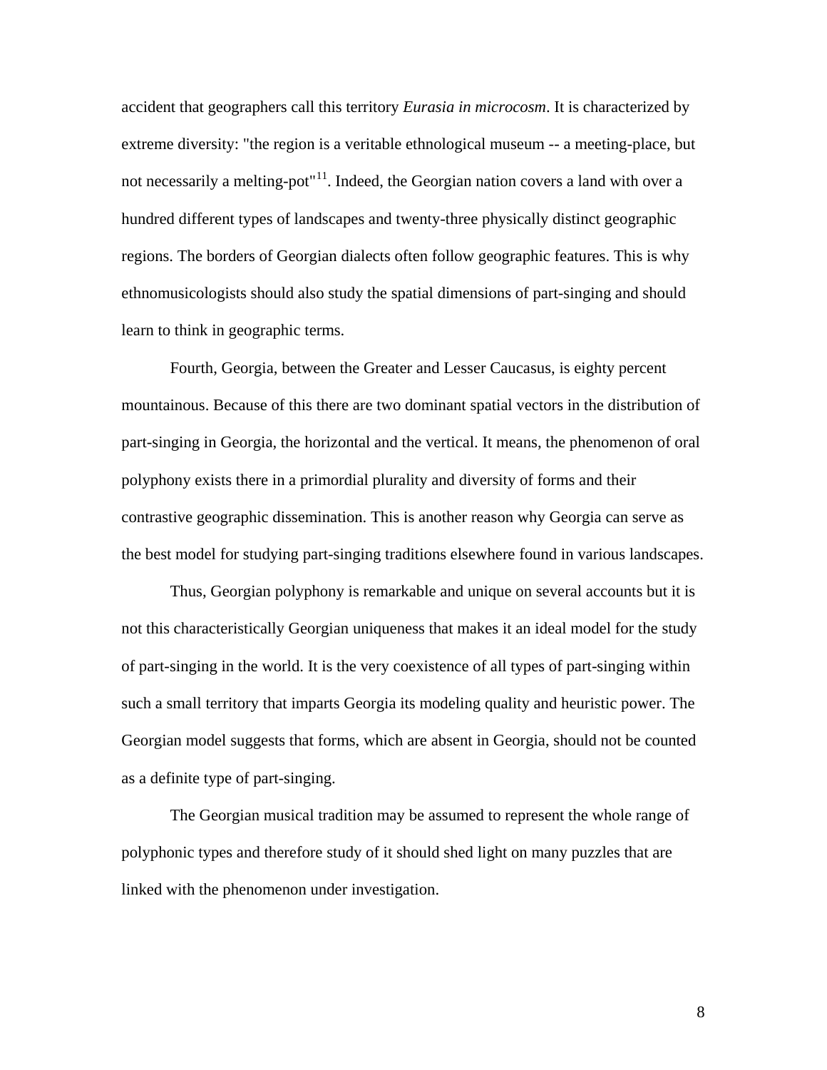accident that geographers call this territory *Eurasia in microcosm*. It is characterized by extreme diversity: "the region is a veritable ethnological museum -- a meeting-place, but not necessarily a melting-pot"[11]. Indeed, the Georgian nation covers a land with over a hundred different types of landscapes and twenty-three physically distinct geographic regions. The borders of Georgian dialects often follow geographic features. This is why ethnomusicologists should also study the spatial dimensions of part-singing and should learn to think in geographic terms.

Fourth, Georgia, between the Greater and Lesser Caucasus, is eighty percent mountainous. Because of this there are two dominant spatial vectors in the distribution of part-singing in Georgia, the horizontal and the vertical. It means, the phenomenon of oral polyphony exists there in a primordial plurality and diversity of forms and their contrastive geographic dissemination. This is another reason why Georgia can serve as the best model for studying part-singing traditions elsewhere found in various landscapes.

Thus, Georgian polyphony is remarkable and unique on several accounts but it is not this characteristically Georgian uniqueness that makes it an ideal model for the study of part-singing in the world. It is the very coexistence of all types of part-singing within such a small territory that imparts Georgia its modeling quality and heuristic power. The Georgian model suggests that forms, which are absent in Georgia, should not be counted as a definite type of part-singing.

The Georgian musical tradition may be assumed to represent the whole range of polyphonic types and therefore study of it should shed light on many puzzles that are linked with the phenomenon under investigation.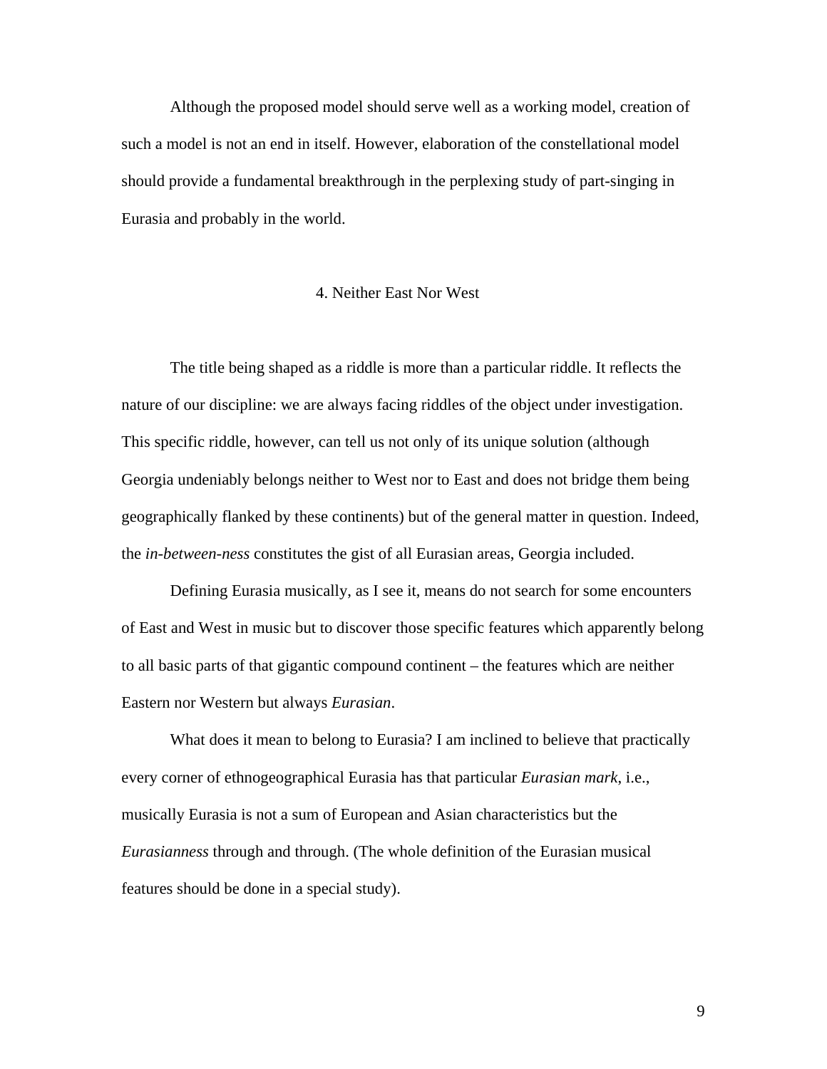Although the proposed model should serve well as a working model, creation of such a model is not an end in itself. However, elaboration of the constellational model should provide a fundamental breakthrough in the perplexing study of part-singing in Eurasia and probably in the world.

## 4. Neither East Nor West

The title being shaped as a riddle is more than a particular riddle. It reflects the nature of our discipline: we are always facing riddles of the object under investigation. This specific riddle, however, can tell us not only of its unique solution (although Georgia undeniably belongs neither to West nor to East and does not bridge them being geographically flanked by these continents) but of the general matter in question. Indeed, the *in-between-ness* constitutes the gist of all Eurasian areas, Georgia included.

Defining Eurasia musically, as I see it, means do not search for some encounters of East and West in music but to discover those specific features which apparently belong to all basic parts of that gigantic compound continent – the features which are neither Eastern nor Western but always *Eurasian*.

What does it mean to belong to Eurasia? I am inclined to believe that practically every corner of ethnogeographical Eurasia has that particular *Eurasian mark*, i.e., musically Eurasia is not a sum of European and Asian characteristics but the *Eurasianness* through and through. (The whole definition of the Eurasian musical features should be done in a special study).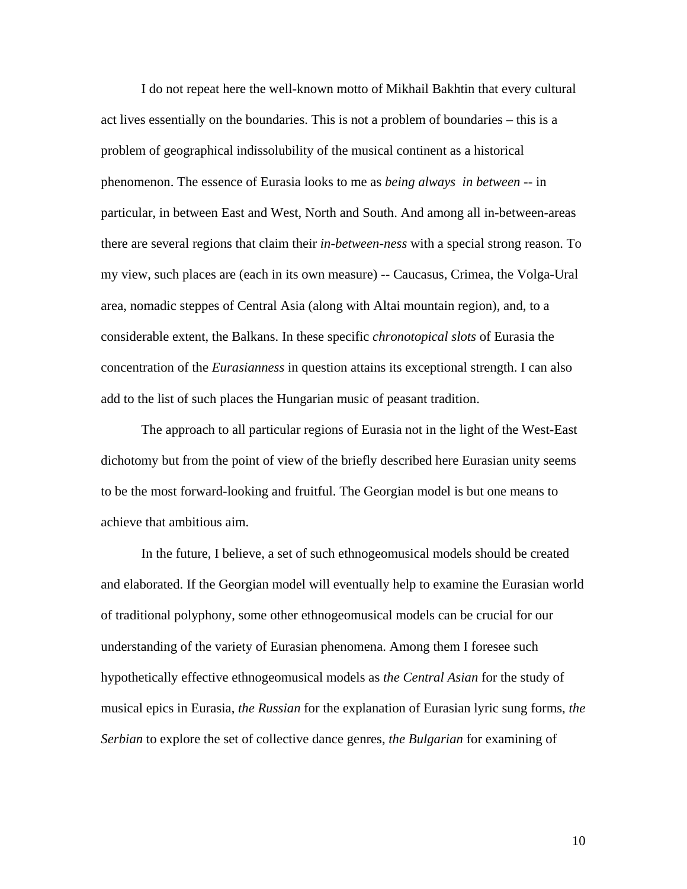I do not repeat here the well-known motto of Mikhail Bakhtin that every cultural act lives essentially on the boundaries. This is not a problem of boundaries – this is a problem of geographical indissolubility of the musical continent as a historical phenomenon. The essence of Eurasia looks to me as *being always in between* -- in particular, in between East and West, North and South. And among all in-between-areas there are several regions that claim their *in-between-ness* with a special strong reason. To my view, such places are (each in its own measure) -- Caucasus, Crimea, the Volga-Ural area, nomadic steppes of Central Asia (along with Altai mountain region), and, to a considerable extent, the Balkans. In these specific *chronotopical slots* of Eurasia the concentration of the *Eurasianness* in question attains its exceptional strength. I can also add to the list of such places the Hungarian music of peasant tradition.

The approach to all particular regions of Eurasia not in the light of the West-East dichotomy but from the point of view of the briefly described here Eurasian unity seems to be the most forward-looking and fruitful. The Georgian model is but one means to achieve that ambitious aim.

In the future, I believe, a set of such ethnogeomusical models should be created and elaborated. If the Georgian model will eventually help to examine the Eurasian world of traditional polyphony, some other ethnogeomusical models can be crucial for our understanding of the variety of Eurasian phenomena. Among them I foresee such hypothetically effective ethnogeomusical models as *the Central Asian* for the study of musical epics in Eurasia, *the Russian* for the explanation of Eurasian lyric sung forms, *the Serbian* to explore the set of collective dance genres, *the Bulgarian* for examining of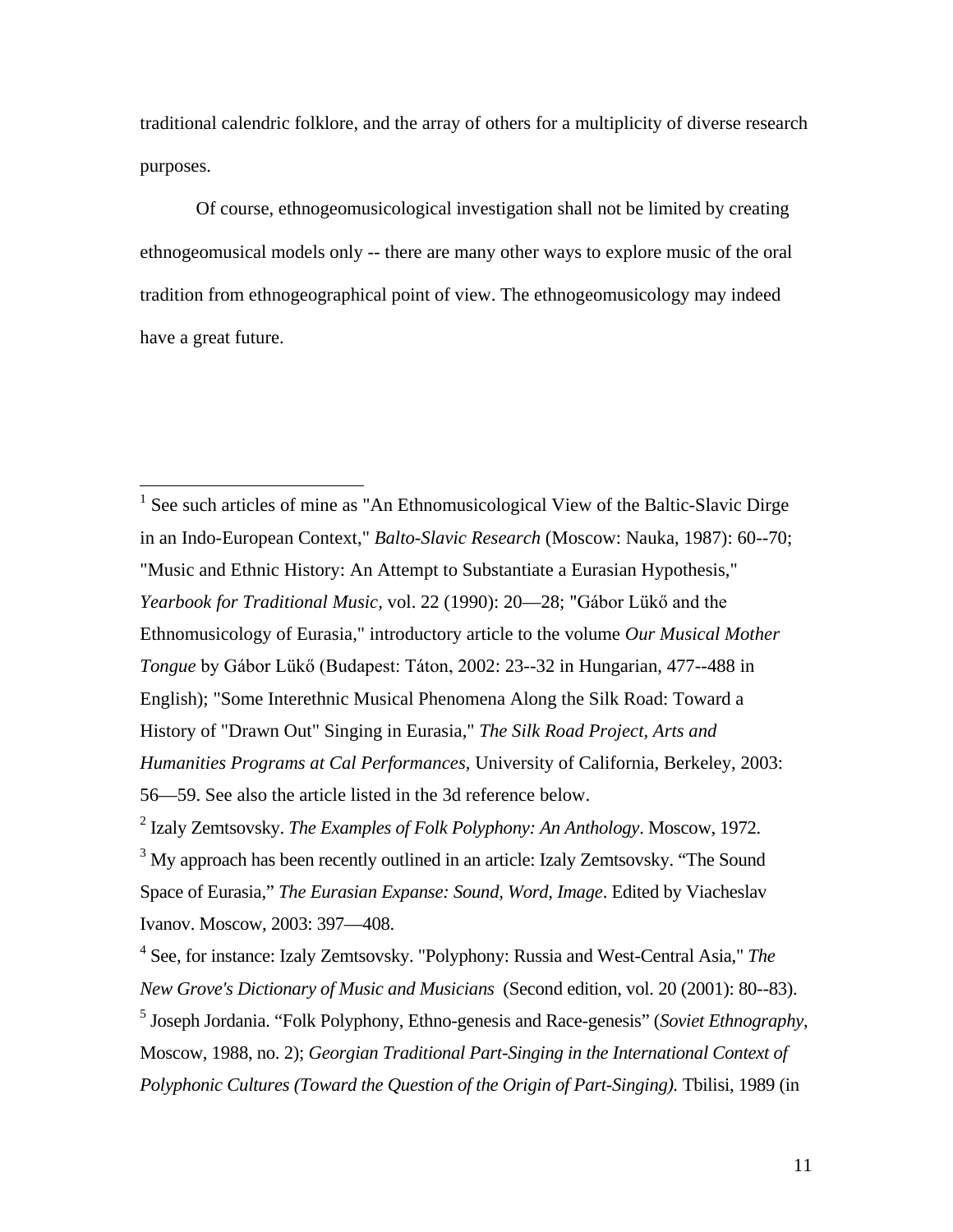traditional calendric folklore, and the array of others for a multiplicity of diverse research purposes.

Of course, ethnogeomusicological investigation shall not be limited by creating ethnogeomusical models only -- there are many other ways to explore music of the oral tradition from ethnogeographical point of view. The ethnogeomusicology may indeed have a great future.

---

[1] See such articles of mine as "An Ethnomusicological View of the Baltic-Slavic Dirge in an Indo-European Context," *Balto-Slavic Research* (Moscow: Nauka, 1987): 60--70; "Music and Ethnic History: An Attempt to Substantiate a Eurasian Hypothesis," *Yearbook for Traditional Music*, vol. 22 (1990): 20—28; "Gábor Lükő and the Ethnomusicology of Eurasia," introductory article to the volume *Our Musical Mother Tongue* by Gábor Lükő (Budapest: Táton, 2002: 23--32 in Hungarian, 477--488 in English); "Some Interethnic Musical Phenomena Along the Silk Road: Toward a History of "Drawn Out" Singing in Eurasia," *The Silk Road Project, Arts and Humanities Programs at Cal Performances*, University of California, Berkeley, 2003: 56—59. See also the article listed in the 3d reference below.

[2] Izaly Zemtsovsky. *The Examples of Folk Polyphony: An Anthology*. Moscow, 1972.

[3] My approach has been recently outlined in an article: Izaly Zemtsovsky. "The Sound Space of Eurasia," *The Eurasian Expanse: Sound, Word, Image*. Edited by Viacheslav Ivanov. Moscow, 2003: 397—408.

[4] See, for instance: Izaly Zemtsovsky. "Polyphony: Russia and West-Central Asia," *The New Grove's Dictionary of Music and Musicians* (Second edition, vol. 20 (2001): 80--83).

[5] Joseph Jordania. "Folk Polyphony, Ethno-genesis and Race-genesis" (*Soviet Ethnography*, Moscow, 1988, no. 2); *Georgian Traditional Part-Singing in the International Context of Polyphonic Cultures (Toward the Question of the Origin of Part-Singing).* Tbilisi, 1989 (in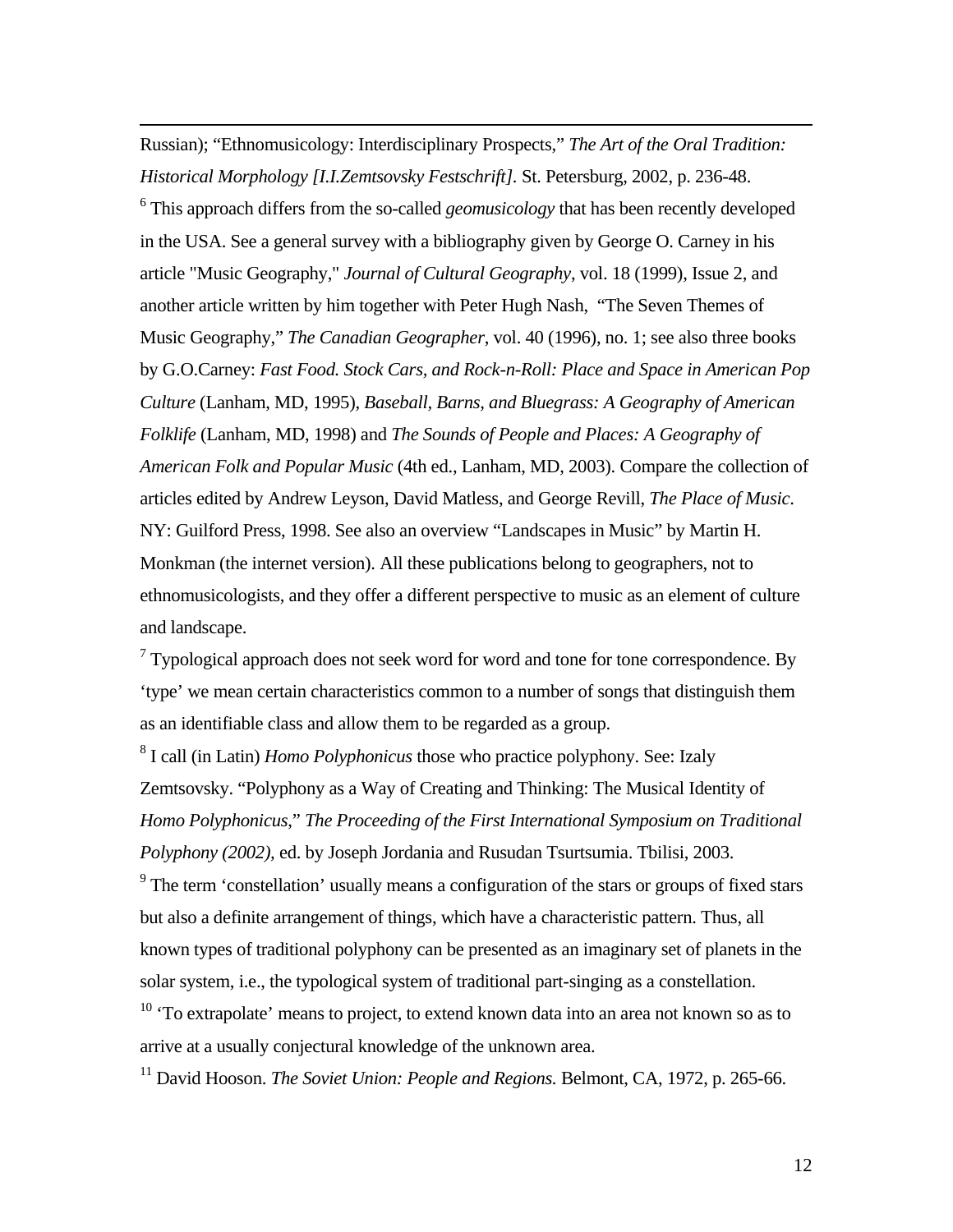Russian); "Ethnomusicology: Interdisciplinary Prospects," *The Art of the Oral Tradition: Historical Morphology [I.I.Zemtsovsky Festschrift]*. St. Petersburg, 2002, p. 236-48.

[6] This approach differs from the so-called *geomusicology* that has been recently developed in the USA. See a general survey with a bibliography given by George O. Carney in his article "Music Geography," *Journal of Cultural Geography*, vol. 18 (1999), Issue 2, and another article written by him together with Peter Hugh Nash, "The Seven Themes of Music Geography," *The Canadian Geographer*, vol. 40 (1996), no. 1; see also three books by G.O.Carney: *Fast Food. Stock Cars, and Rock-n-Roll: Place and Space in American Pop Culture* (Lanham, MD, 1995), *Baseball, Barns, and Bluegrass: A Geography of American Folklife* (Lanham, MD, 1998) and *The Sounds of People and Places: A Geography of American Folk and Popular Music* (4th ed., Lanham, MD, 2003). Compare the collection of articles edited by Andrew Leyson, David Matless, and George Revill, *The Place of Music*. NY: Guilford Press, 1998. See also an overview "Landscapes in Music" by Martin H. Monkman (the internet version). All these publications belong to geographers, not to ethnomusicologists, and they offer a different perspective to music as an element of culture and landscape.

[7] Typological approach does not seek word for word and tone for tone correspondence. By 'type' we mean certain characteristics common to a number of songs that distinguish them as an identifiable class and allow them to be regarded as a group.

[8] I call (in Latin) *Homo Polyphonicus* those who practice polyphony. See: Izaly Zemtsovsky. "Polyphony as a Way of Creating and Thinking: The Musical Identity of *Homo Polyphonicus*," *The Proceeding of the First International Symposium on Traditional Polyphony (2002)*, ed. by Joseph Jordania and Rusudan Tsurtsumia. Tbilisi, 2003.

[9] The term 'constellation' usually means a configuration of the stars or groups of fixed stars but also a definite arrangement of things, which have a characteristic pattern. Thus, all known types of traditional polyphony can be presented as an imaginary set of planets in the solar system, i.e., the typological system of traditional part-singing as a constellation.

[10] 'To extrapolate' means to project, to extend known data into an area not known so as to arrive at a usually conjectural knowledge of the unknown area.

[11] David Hooson. *The Soviet Union: People and Regions.* Belmont, CA, 1972, p. 265-66.